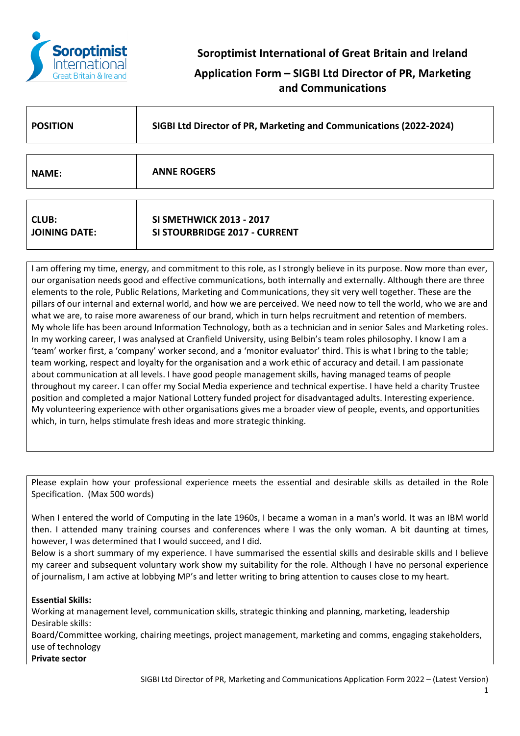# Soroptimist International of Great Britain and Ireland

## Application Form – SIGBI Ltd Director of PR, Marketing and Communications

| POSITION | SIGBI Ltd Director of PR, Marketing and Communications (2022-2024) |
|---|---|

| NAME: | ANNE ROGERS |
|---|---|

| CLUB:<br>JOINING DATE: | SI SMETHWICK 2013 - 2017<br>SI STOURBRIDGE 2017 - CURRENT |
|---|---|

I am offering my time, energy, and commitment to this role, as I strongly believe in its purpose. Now more than ever, our organisation needs good and effective communications, both internally and externally. Although there are three elements to the role, Public Relations, Marketing and Communications, they sit very well together. These are the pillars of our internal and external world, and how we are perceived. We need now to tell the world, who we are and what we are, to raise more awareness of our brand, which in turn helps recruitment and retention of members. My whole life has been around Information Technology, both as a technician and in senior Sales and Marketing roles. In my working career, I was analysed at Cranfield University, using Belbin's team roles philosophy. I know I am a 'team' worker first, a 'company' worker second, and a 'monitor evaluator' third. This is what I bring to the table; team working, respect and loyalty for the organisation and a work ethic of accuracy and detail. I am passionate about communication at all levels. I have good people management skills, having managed teams of people throughout my career. I can offer my Social Media experience and technical expertise. I have held a charity Trustee position and completed a major National Lottery funded project for disadvantaged adults. Interesting experience. My volunteering experience with other organisations gives me a broader view of people, events, and opportunities which, in turn, helps stimulate fresh ideas and more strategic thinking.

Please explain how your professional experience meets the essential and desirable skills as detailed in the Role Specification. (Max 500 words)

When I entered the world of Computing in the late 1960s, I became a woman in a man's world. It was an IBM world then. I attended many training courses and conferences where I was the only woman. A bit daunting at times, however, I was determined that I would succeed, and I did.

Below is a short summary of my experience. I have summarised the essential skills and desirable skills and I believe my career and subsequent voluntary work show my suitability for the role. Although I have no personal experience of journalism, I am active at lobbying MP's and letter writing to bring attention to causes close to my heart.

**Essential Skills:**

Working at management level, communication skills, strategic thinking and planning, marketing, leadership

Desirable skills:

Board/Committee working, chairing meetings, project management, marketing and comms, engaging stakeholders, use of technology

**Private sector**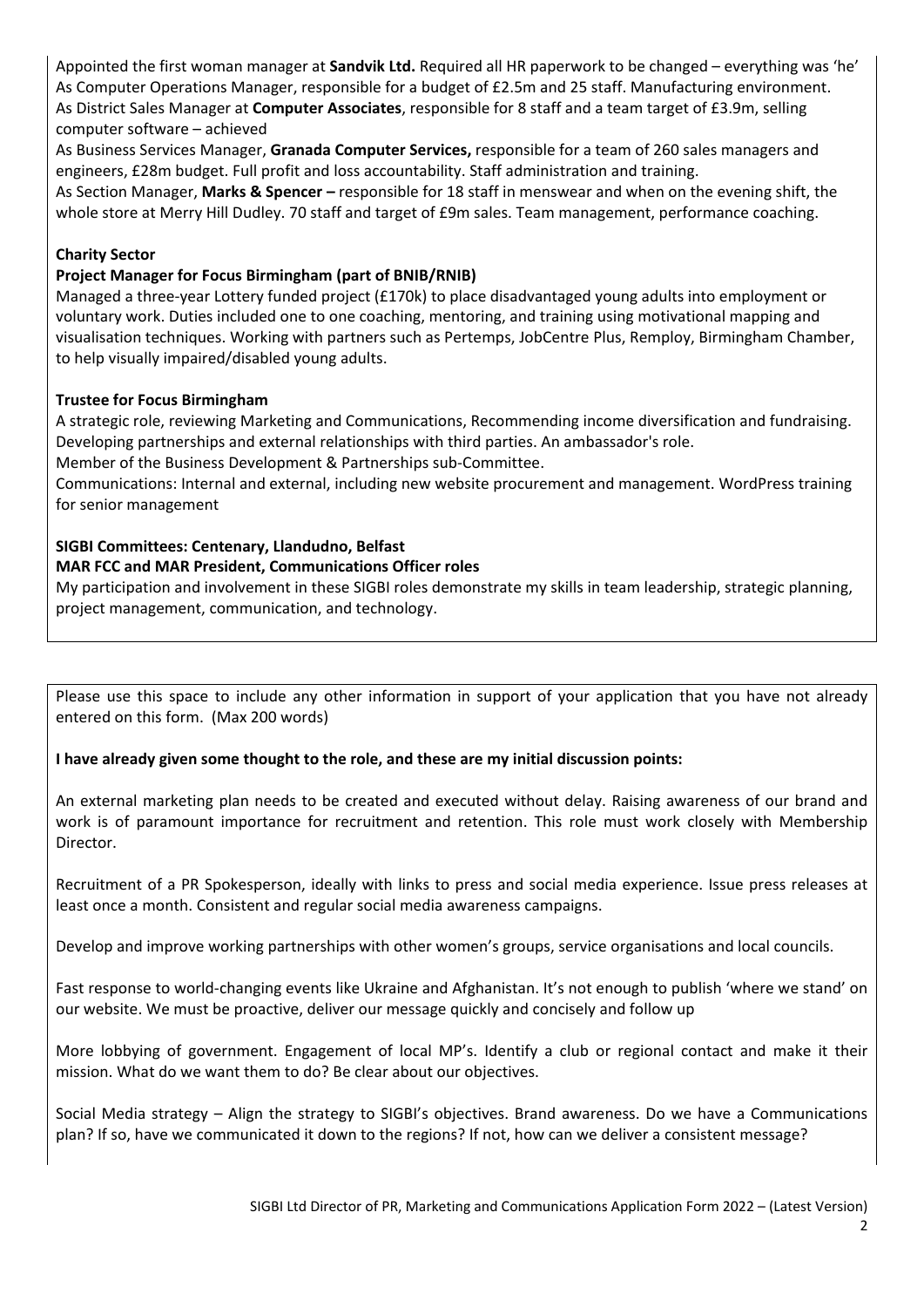Appointed the first woman manager at **Sandvik Ltd.** Required all HR paperwork to be changed – everything was 'he'
As Computer Operations Manager, responsible for a budget of £2.5m and 25 staff. Manufacturing environment.
As District Sales Manager at **Computer Associates**, responsible for 8 staff and a team target of £3.9m, selling computer software – achieved
As Business Services Manager, **Granada Computer Services,** responsible for a team of 260 sales managers and engineers, £28m budget. Full profit and loss accountability. Staff administration and training.
As Section Manager, **Marks & Spencer –** responsible for 18 staff in menswear and when on the evening shift, the whole store at Merry Hill Dudley. 70 staff and target of £9m sales. Team management, performance coaching.

**Charity Sector**

**Project Manager for Focus Birmingham (part of BNIB/RNIB)**

Managed a three-year Lottery funded project (£170k) to place disadvantaged young adults into employment or voluntary work. Duties included one to one coaching, mentoring, and training using motivational mapping and visualisation techniques. Working with partners such as Pertemps, JobCentre Plus, Remploy, Birmingham Chamber, to help visually impaired/disabled young adults.

**Trustee for Focus Birmingham**

A strategic role, reviewing Marketing and Communications, Recommending income diversification and fundraising. Developing partnerships and external relationships with third parties. An ambassador's role.
Member of the Business Development & Partnerships sub-Committee.
Communications: Internal and external, including new website procurement and management. WordPress training for senior management

**SIGBI Committees: Centenary, Llandudno, Belfast**

**MAR FCC and MAR President, Communications Officer roles**

My participation and involvement in these SIGBI roles demonstrate my skills in team leadership, strategic planning, project management, communication, and technology.

Please use this space to include any other information in support of your application that you have not already entered on this form. (Max 200 words)

**I have already given some thought to the role, and these are my initial discussion points:**

An external marketing plan needs to be created and executed without delay. Raising awareness of our brand and work is of paramount importance for recruitment and retention. This role must work closely with Membership Director.

Recruitment of a PR Spokesperson, ideally with links to press and social media experience. Issue press releases at least once a month. Consistent and regular social media awareness campaigns.

Develop and improve working partnerships with other women's groups, service organisations and local councils.

Fast response to world-changing events like Ukraine and Afghanistan. It's not enough to publish 'where we stand' on our website. We must be proactive, deliver our message quickly and concisely and follow up

More lobbying of government. Engagement of local MP's. Identify a club or regional contact and make it their mission. What do we want them to do? Be clear about our objectives.

Social Media strategy – Align the strategy to SIGBI's objectives. Brand awareness. Do we have a Communications plan? If so, have we communicated it down to the regions? If not, how can we deliver a consistent message?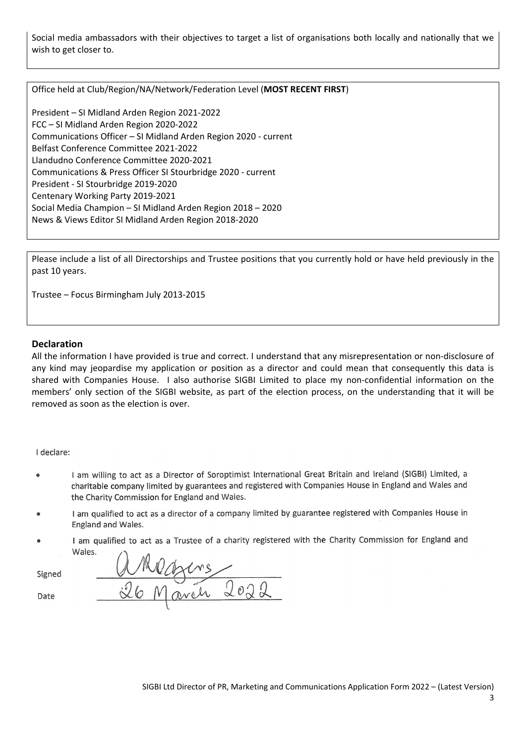Social media ambassadors with their objectives to target a list of organisations both locally and nationally that we wish to get closer to.

Office held at Club/Region/NA/Network/Federation Level (**MOST RECENT FIRST**)

President – SI Midland Arden Region 2021-2022
FCC – SI Midland Arden Region 2020-2022
Communications Officer – SI Midland Arden Region 2020 - current
Belfast Conference Committee 2021-2022
Llandudno Conference Committee 2020-2021
Communications & Press Officer SI Stourbridge 2020 - current
President - SI Stourbridge 2019-2020
Centenary Working Party 2019-2021
Social Media Champion – SI Midland Arden Region 2018 – 2020
News & Views Editor SI Midland Arden Region 2018-2020

Please include a list of all Directorships and Trustee positions that you currently hold or have held previously in the past 10 years.

Trustee – Focus Birmingham July 2013-2015

## Declaration

All the information I have provided is true and correct. I understand that any misrepresentation or non-disclosure of any kind may jeopardise my application or position as a director and could mean that consequently this data is shared with Companies House. I also authorise SIGBI Limited to place my non-confidential information on the members' only section of the SIGBI website, as part of the election process, on the understanding that it will be removed as soon as the election is over.

I declare:

- I am willing to act as a Director of Soroptimist International Great Britain and Ireland (SIGBI) Limited, a charitable company limited by guarantees and registered with Companies House in England and Wales and the Charity Commission for England and Wales.
- I am qualified to act as a director of a company limited by guarantee registered with Companies House in England and Wales.
- I am qualified to act as a Trustee of a charity registered with the Charity Commission for England and Wales.

Signed A Rodgers

Date 26 March 2022

SIGBI Ltd Director of PR, Marketing and Communications Application Form 2022 – (Latest Version)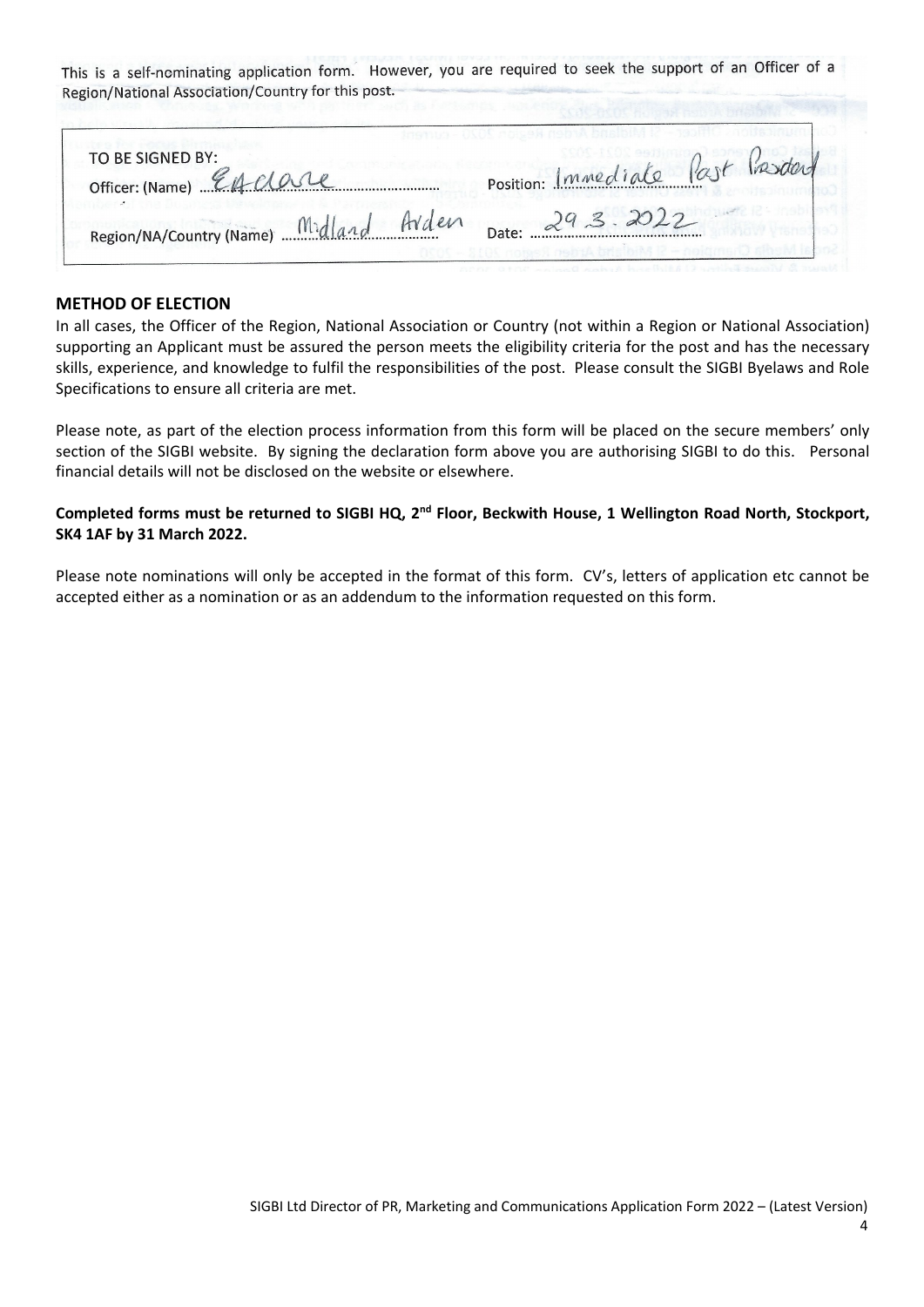This is a self-nominating application form. However, you are required to seek the support of an Officer of a Region/National Association/Country for this post.

| | |
|---|---|
| TO BE SIGNED BY: | |
| Officer: (Name) E A Clare | Position: Immediate Past President |
| Region/NA/Country (Name) Midland Arden | Date: 29.3.2022 |

## METHOD OF ELECTION

In all cases, the Officer of the Region, National Association or Country (not within a Region or National Association) supporting an Applicant must be assured the person meets the eligibility criteria for the post and has the necessary skills, experience, and knowledge to fulfil the responsibilities of the post. Please consult the SIGBI Byelaws and Role Specifications to ensure all criteria are met.

Please note, as part of the election process information from this form will be placed on the secure members' only section of the SIGBI website. By signing the declaration form above you are authorising SIGBI to do this. Personal financial details will not be disclosed on the website or elsewhere.

**Completed forms must be returned to SIGBI HQ, 2nd Floor, Beckwith House, 1 Wellington Road North, Stockport, SK4 1AF by 31 March 2022.**

Please note nominations will only be accepted in the format of this form. CV's, letters of application etc cannot be accepted either as a nomination or as an addendum to the information requested on this form.

SIGBI Ltd Director of PR, Marketing and Communications Application Form 2022 – (Latest Version)